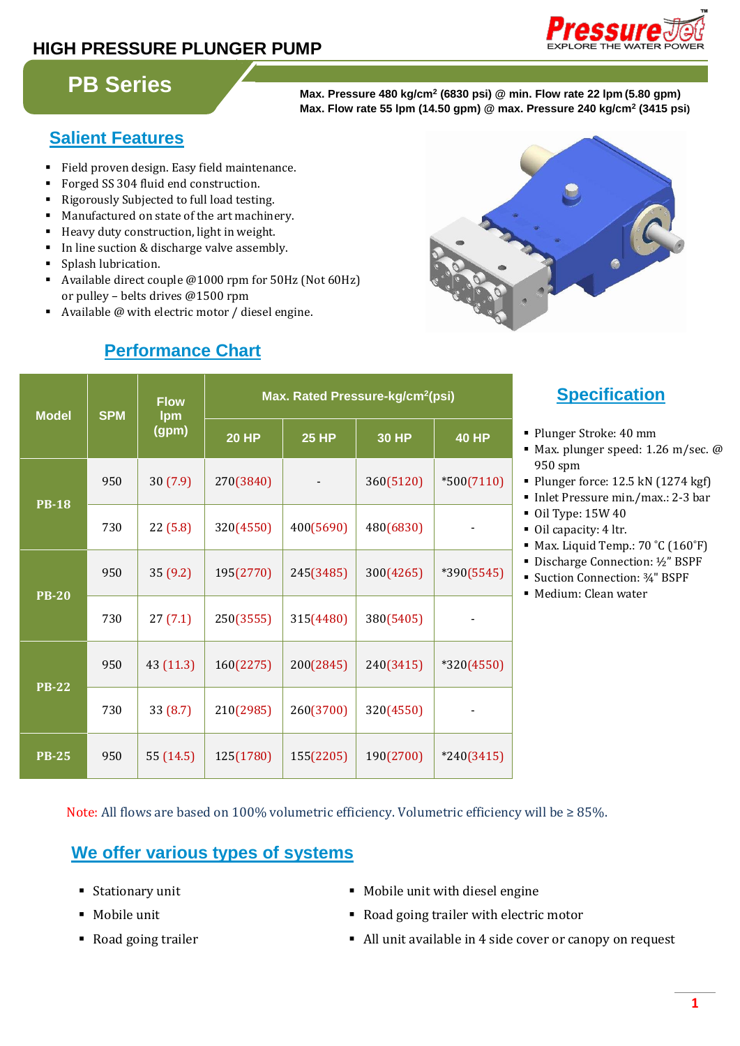# HIGH PRESSURE PLUNGER PUMP

**PressureJet** EXPLORE THE WATER POWER

## PB Series

**Max. Pressure 480 kg/cm² (6830 psi) @ min. Flow rate 22 lpm (5.80 gpm)**
**Max. Flow rate 55 lpm (14.50 gpm) @ max. Pressure 240 kg/cm² (3415 psi)**

## Salient Features

- Field proven design. Easy field maintenance.
- Forged SS 304 fluid end construction.
- Rigorously Subjected to full load testing.
- Manufactured on state of the art machinery.
- Heavy duty construction, light in weight.
- In line suction & discharge valve assembly.
- Splash lubrication.
- Available direct couple @1000 rpm for 50Hz (Not 60Hz) or pulley – belts drives @1500 rpm
- Available @ with electric motor / diesel engine.

## Performance Chart

| Model | SPM | Flow lpm (gpm) | Max. Rated Pressure-kg/cm²(psi) | | | |
|---|---|---|---|---|---|---|
| | | | 20 HP | 25 HP | 30 HP | 40 HP |
| PB-18 | 950 | 30 (7.9) | 270(3840) | - | 360(5120) | *500(7110) |
| | 730 | 22 (5.8) | 320(4550) | 400(5690) | 480(6830) | - |
| PB-20 | 950 | 35 (9.2) | 195(2770) | 245(3485) | 300(4265) | *390(5545) |
| | 730 | 27 (7.1) | 250(3555) | 315(4480) | 380(5405) | - |
| PB-22 | 950 | 43 (11.3) | 160(2275) | 200(2845) | 240(3415) | *320(4550) |
| | 730 | 33 (8.7) | 210(2985) | 260(3700) | 320(4550) | - |
| PB-25 | 950 | 55 (14.5) | 125(1780) | 155(2205) | 190(2700) | *240(3415) |

## Specification

- Plunger Stroke: 40 mm
- Max. plunger speed: 1.26 m/sec. @ 950 spm
- Plunger force: 12.5 kN (1274 kgf)
- Inlet Pressure min./max.: 2-3 bar
- Oil Type: 15W 40
- Oil capacity: 4 ltr.
- Max. Liquid Temp.: 70 °C (160°F)
- Discharge Connection: ½" BSPF
- Suction Connection: ¾" BSPF
- Medium: Clean water

Note: All flows are based on 100% volumetric efficiency. Volumetric efficiency will be ≥ 85%.

## We offer various types of systems

- Stationary unit
- Mobile unit
- Road going trailer
- Mobile unit with diesel engine
- Road going trailer with electric motor
- All unit available in 4 side cover or canopy on request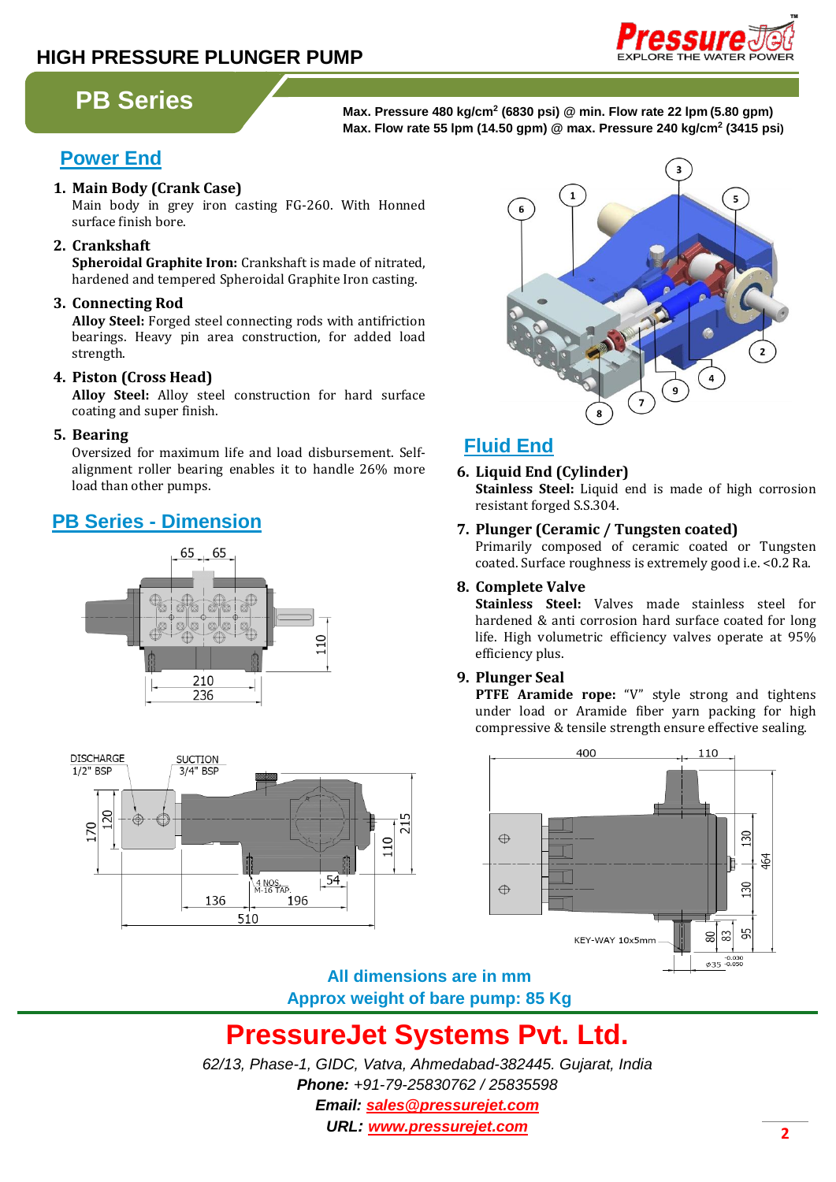# HIGH PRESSURE PLUNGER PUMP

## PB Series

**Max. Pressure 480 kg/cm$^2$ (6830 psi) @ min. Flow rate 22 lpm (5.80 gpm)**
**Max. Flow rate 55 lpm (14.50 gpm) @ max. Pressure 240 kg/cm$^2$ (3415 psi)**

## Power End

1. **Main Body (Crank Case)**
   Main body in grey iron casting FG-260. With Honned surface finish bore.
2. **Crankshaft**
   **Spheroidal Graphite Iron:** Crankshaft is made of nitrated, hardened and tempered Spheroidal Graphite Iron casting.
3. **Connecting Rod**
   **Alloy Steel:** Forged steel connecting rods with antifriction bearings. Heavy pin area construction, for added load strength.
4. **Piston (Cross Head)**
   **Alloy Steel:** Alloy steel construction for hard surface coating and super finish.
5. **Bearing**
   Oversized for maximum life and load disbursement. Self-alignment roller bearing enables it to handle 26% more load than other pumps.

## Fluid End

6. **Liquid End (Cylinder)**
   **Stainless Steel:** Liquid end is made of high corrosion resistant forged S.S.304.
7. **Plunger (Ceramic / Tungsten coated)**
   Primarily composed of ceramic coated or Tungsten coated. Surface roughness is extremely good i.e. <0.2 Ra.
8. **Complete Valve**
   **Stainless Steel:** Valves made stainless steel for hardened & anti corrosion hard surface coated for long life. High volumetric efficiency valves operate at 95% efficiency plus.
9. **Plunger Seal**
   **PTFE Aramide rope:** "V" style strong and tightens under load or Aramide fiber yarn packing for high compressive & tensile strength ensure effective sealing.

## PB Series - Dimension

65
65
110
210
236

DISCHARGE 1/2" BSP
SUCTION 3/4" BSP
170
120
110
215
4 NOS. M-16 TAP.
54
136
196
510

400
110
130
130
464
80
83
95
KEY-WAY 10x5mm
Ø35 -0.030 -0.050

**All dimensions are in mm**
**Approx weight of bare pump: 85 Kg**

# PressureJet Systems Pvt. Ltd.

*62/13, Phase-1, GIDC, Vatva, Ahmedabad-382445. Gujarat, India*
***Phone:*** *+91-79-25830762 / 25835598*
***Email:*** ***sales@pressurejet.com***
***URL:*** ***www.pressurejet.com***